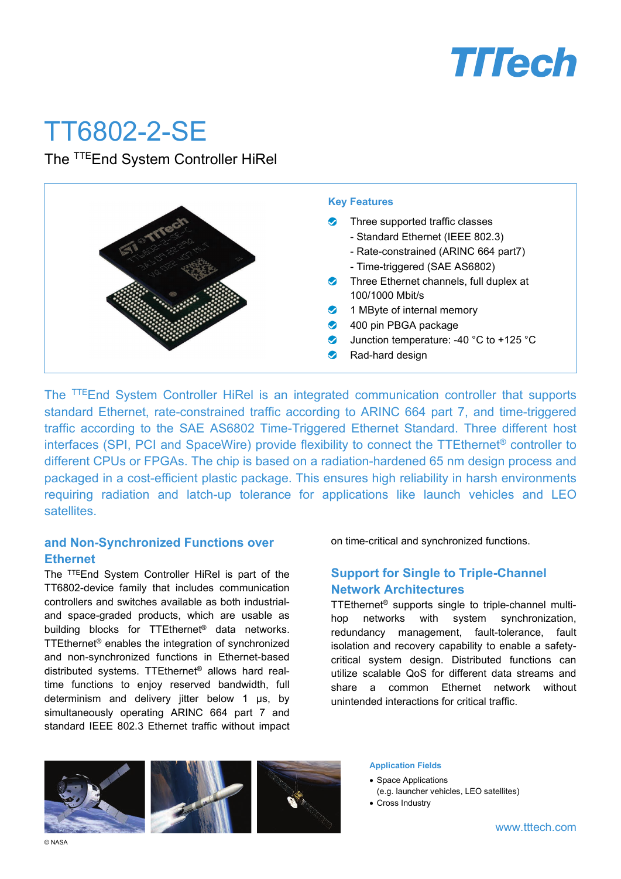# TT6802-2-SE

The $^{TTE}$End System Controller HiRel

**Key Features**

- Three supported traffic classes
  - Standard Ethernet (IEEE 802.3)
  - Rate-constrained (ARINC 664 part7)
  - Time-triggered (SAE AS6802)
- Three Ethernet channels, full duplex at 100/1000 Mbit/s
- 1 MByte of internal memory
- 400 pin PBGA package
- Junction temperature: -40 °C to +125 °C
- Rad-hard design

The $^{TTE}$End System Controller HiRel is an integrated communication controller that supports standard Ethernet, rate-constrained traffic according to ARINC 664 part 7, and time-triggered traffic according to the SAE AS6802 Time-Triggered Ethernet Standard. Three different host interfaces (SPI, PCI and SpaceWire) provide flexibility to connect the TTEthernet® controller to different CPUs or FPGAs. The chip is based on a radiation-hardened 65 nm design process and packaged in a cost-efficient plastic package. This ensures high reliability in harsh environments requiring radiation and latch-up tolerance for applications like launch vehicles and LEO satellites.

## and Non-Synchronized Functions over Ethernet

The $^{TTE}$End System Controller HiRel is part of the TT6802-device family that includes communication controllers and switches available as both industrial- and space-graded products, which are usable as building blocks for TTEthernet® data networks. TTEthernet® enables the integration of synchronized and non-synchronized functions in Ethernet-based distributed systems. TTEthernet® allows hard real-time functions to enjoy reserved bandwidth, full determinism and delivery jitter below 1 µs, by simultaneously operating ARINC 664 part 7 and standard IEEE 802.3 Ethernet traffic without impact on time-critical and synchronized functions.

## Support for Single to Triple-Channel Network Architectures

TTEthernet® supports single to triple-channel multi-hop networks with system synchronization, redundancy management, fault-tolerance, fault isolation and recovery capability to enable a safety-critical system design. Distributed functions can utilize scalable QoS for different data streams and share a common Ethernet network without unintended interactions for critical traffic.

**Application Fields**

- Space Applications (e.g. launcher vehicles, LEO satellites)
- Cross Industry

© NASA

www.tttech.com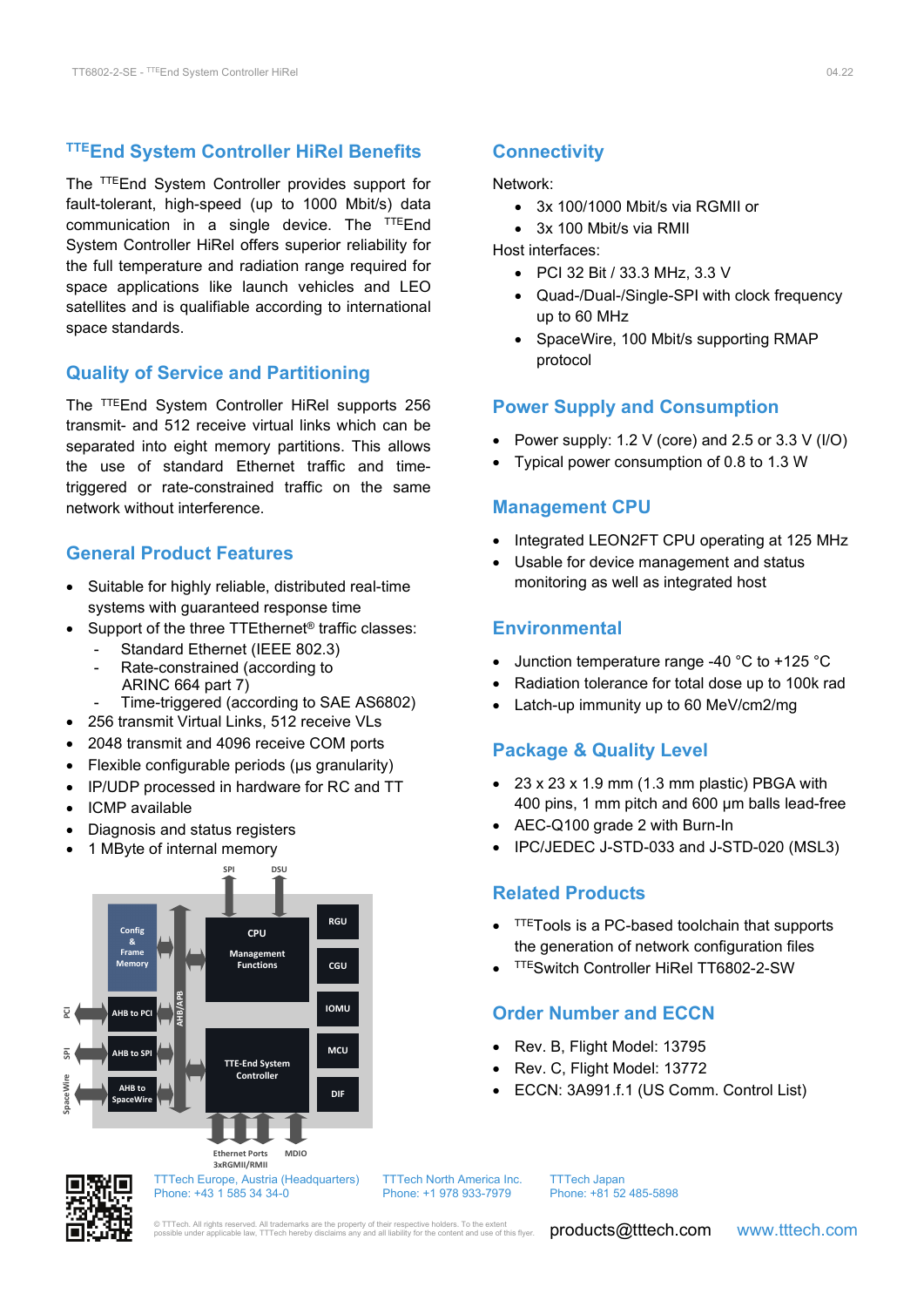## TTEEnd System Controller HiRel Benefits

The TTEEnd System Controller provides support for fault-tolerant, high-speed (up to 1000 Mbit/s) data communication in a single device. The TTEEnd System Controller HiRel offers superior reliability for the full temperature and radiation range required for space applications like launch vehicles and LEO satellites and is qualifiable according to international space standards.

## Quality of Service and Partitioning

The TTEEnd System Controller HiRel supports 256 transmit- and 512 receive virtual links which can be separated into eight memory partitions. This allows the use of standard Ethernet traffic and time-triggered or rate-constrained traffic on the same network without interference.

## General Product Features

- Suitable for highly reliable, distributed real-time systems with guaranteed response time
- Support of the three TTEthernet® traffic classes:
  - Standard Ethernet (IEEE 802.3)
  - Rate-constrained (according to ARINC 664 part 7)
  - Time-triggered (according to SAE AS6802)
- 256 transmit Virtual Links, 512 receive VLs
- 2048 transmit and 4096 receive COM ports
- Flexible configurable periods (µs granularity)
- IP/UDP processed in hardware for RC and TT
- ICMP available
- Diagnosis and status registers
- 1 MByte of internal memory

SPI DSU
Config & Frame Memory
CPU Management Functions
RGU
CGU
IOMU
MCU
DIF
AHB/APB
PCI AHB to PCI
SPI AHB to SPI
SpaceWire AHB to SpaceWire
TTE-End System Controller
Ethernet Ports 3xRGMII/RMII
MDIO

## Connectivity

Network:

- 3x 100/1000 Mbit/s via RGMII or
- 3x 100 Mbit/s via RMII

Host interfaces:

- PCI 32 Bit / 33.3 MHz, 3.3 V
- Quad-/Dual-/Single-SPI with clock frequency up to 60 MHz
- SpaceWire, 100 Mbit/s supporting RMAP protocol

## Power Supply and Consumption

- Power supply: 1.2 V (core) and 2.5 or 3.3 V (I/O)
- Typical power consumption of 0.8 to 1.3 W

## Management CPU

- Integrated LEON2FT CPU operating at 125 MHz
- Usable for device management and status monitoring as well as integrated host

## Environmental

- Junction temperature range -40 °C to +125 °C
- Radiation tolerance for total dose up to 100k rad
- Latch-up immunity up to 60 MeV/cm2/mg

## Package & Quality Level

- 23 x 23 x 1.9 mm (1.3 mm plastic) PBGA with 400 pins, 1 mm pitch and 600 µm balls lead-free
- AEC-Q100 grade 2 with Burn-In
- IPC/JEDEC J-STD-033 and J-STD-020 (MSL3)

## Related Products

- TTETools is a PC-based toolchain that supports the generation of network configuration files
- TTESwitch Controller HiRel TT6802-2-SW

## Order Number and ECCN

- Rev. B, Flight Model: 13795
- Rev. C, Flight Model: 13772
- ECCN: 3A991.f.1 (US Comm. Control List)

TTTech Europe, Austria (Headquarters)
Phone: +43 1 585 34 34-0

TTTech North America Inc.
Phone: +1 978 933-7979

TTTech Japan
Phone: +81 52 485-5898

© TTTech. All rights reserved. All trademarks are the property of their respective holders. To the extent possible under applicable law, TTTech hereby disclaims any and all liability for the content and use of this flyer.

products@tttech.com www.tttech.com